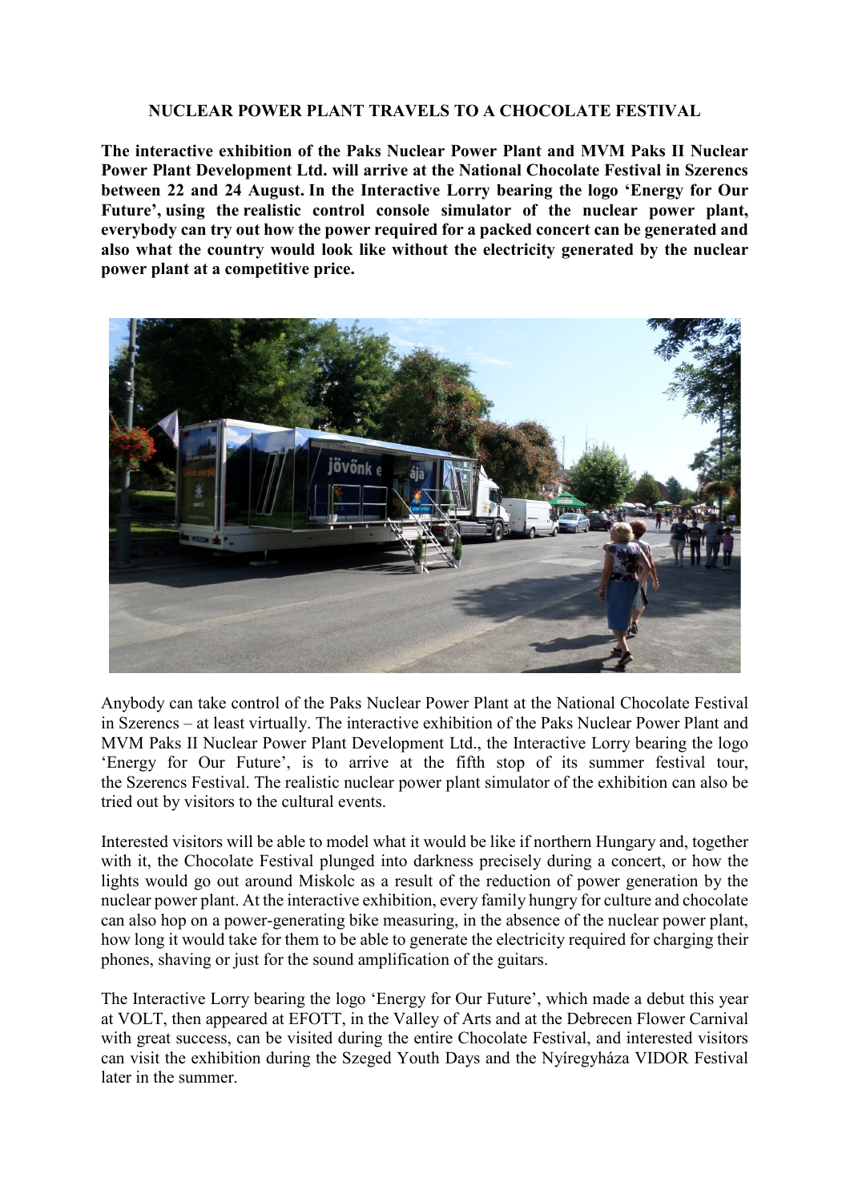# NUCLEAR POWER PLANT TRAVELS TO A CHOCOLATE FESTIVAL

**The interactive exhibition of the Paks Nuclear Power Plant and MVM Paks II Nuclear Power Plant Development Ltd. will arrive at the National Chocolate Festival in Szerencs between 22 and 24 August. In the Interactive Lorry bearing the logo 'Energy for Our Future', using the realistic control console simulator of the nuclear power plant, everybody can try out how the power required for a packed concert can be generated and also what the country would look like without the electricity generated by the nuclear power plant at a competitive price.**

Anybody can take control of the Paks Nuclear Power Plant at the National Chocolate Festival in Szerencs – at least virtually. The interactive exhibition of the Paks Nuclear Power Plant and MVM Paks II Nuclear Power Plant Development Ltd., the Interactive Lorry bearing the logo 'Energy for Our Future', is to arrive at the fifth stop of its summer festival tour, the Szerencs Festival. The realistic nuclear power plant simulator of the exhibition can also be tried out by visitors to the cultural events.

Interested visitors will be able to model what it would be like if northern Hungary and, together with it, the Chocolate Festival plunged into darkness precisely during a concert, or how the lights would go out around Miskolc as a result of the reduction of power generation by the nuclear power plant. At the interactive exhibition, every family hungry for culture and chocolate can also hop on a power-generating bike measuring, in the absence of the nuclear power plant, how long it would take for them to be able to generate the electricity required for charging their phones, shaving or just for the sound amplification of the guitars.

The Interactive Lorry bearing the logo 'Energy for Our Future', which made a debut this year at VOLT, then appeared at EFOTT, in the Valley of Arts and at the Debrecen Flower Carnival with great success, can be visited during the entire Chocolate Festival, and interested visitors can visit the exhibition during the Szeged Youth Days and the Nyíregyháza VIDOR Festival later in the summer.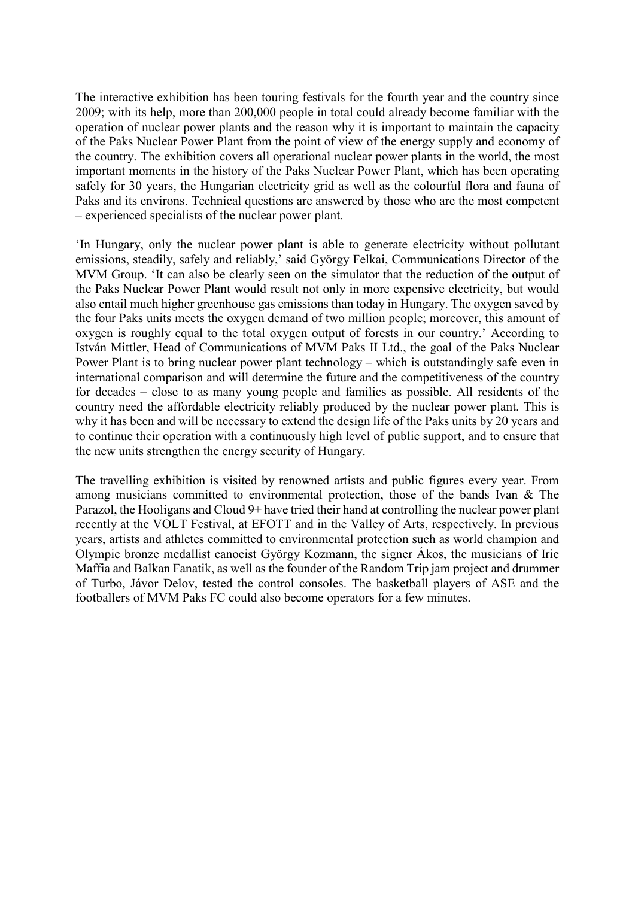The interactive exhibition has been touring festivals for the fourth year and the country since 2009; with its help, more than 200,000 people in total could already become familiar with the operation of nuclear power plants and the reason why it is important to maintain the capacity of the Paks Nuclear Power Plant from the point of view of the energy supply and economy of the country. The exhibition covers all operational nuclear power plants in the world, the most important moments in the history of the Paks Nuclear Power Plant, which has been operating safely for 30 years, the Hungarian electricity grid as well as the colourful flora and fauna of Paks and its environs. Technical questions are answered by those who are the most competent – experienced specialists of the nuclear power plant.

'In Hungary, only the nuclear power plant is able to generate electricity without pollutant emissions, steadily, safely and reliably,' said György Felkai, Communications Director of the MVM Group. 'It can also be clearly seen on the simulator that the reduction of the output of the Paks Nuclear Power Plant would result not only in more expensive electricity, but would also entail much higher greenhouse gas emissions than today in Hungary. The oxygen saved by the four Paks units meets the oxygen demand of two million people; moreover, this amount of oxygen is roughly equal to the total oxygen output of forests in our country.' According to István Mittler, Head of Communications of MVM Paks II Ltd., the goal of the Paks Nuclear Power Plant is to bring nuclear power plant technology – which is outstandingly safe even in international comparison and will determine the future and the competitiveness of the country for decades – close to as many young people and families as possible. All residents of the country need the affordable electricity reliably produced by the nuclear power plant. This is why it has been and will be necessary to extend the design life of the Paks units by 20 years and to continue their operation with a continuously high level of public support, and to ensure that the new units strengthen the energy security of Hungary.

The travelling exhibition is visited by renowned artists and public figures every year. From among musicians committed to environmental protection, those of the bands Ivan & The Parazol, the Hooligans and Cloud 9+ have tried their hand at controlling the nuclear power plant recently at the VOLT Festival, at EFOTT and in the Valley of Arts, respectively. In previous years, artists and athletes committed to environmental protection such as world champion and Olympic bronze medallist canoeist György Kozmann, the signer Ákos, the musicians of Irie Maffia and Balkan Fanatik, as well as the founder of the Random Trip jam project and drummer of Turbo, Jávor Delov, tested the control consoles. The basketball players of ASE and the footballers of MVM Paks FC could also become operators for a few minutes.